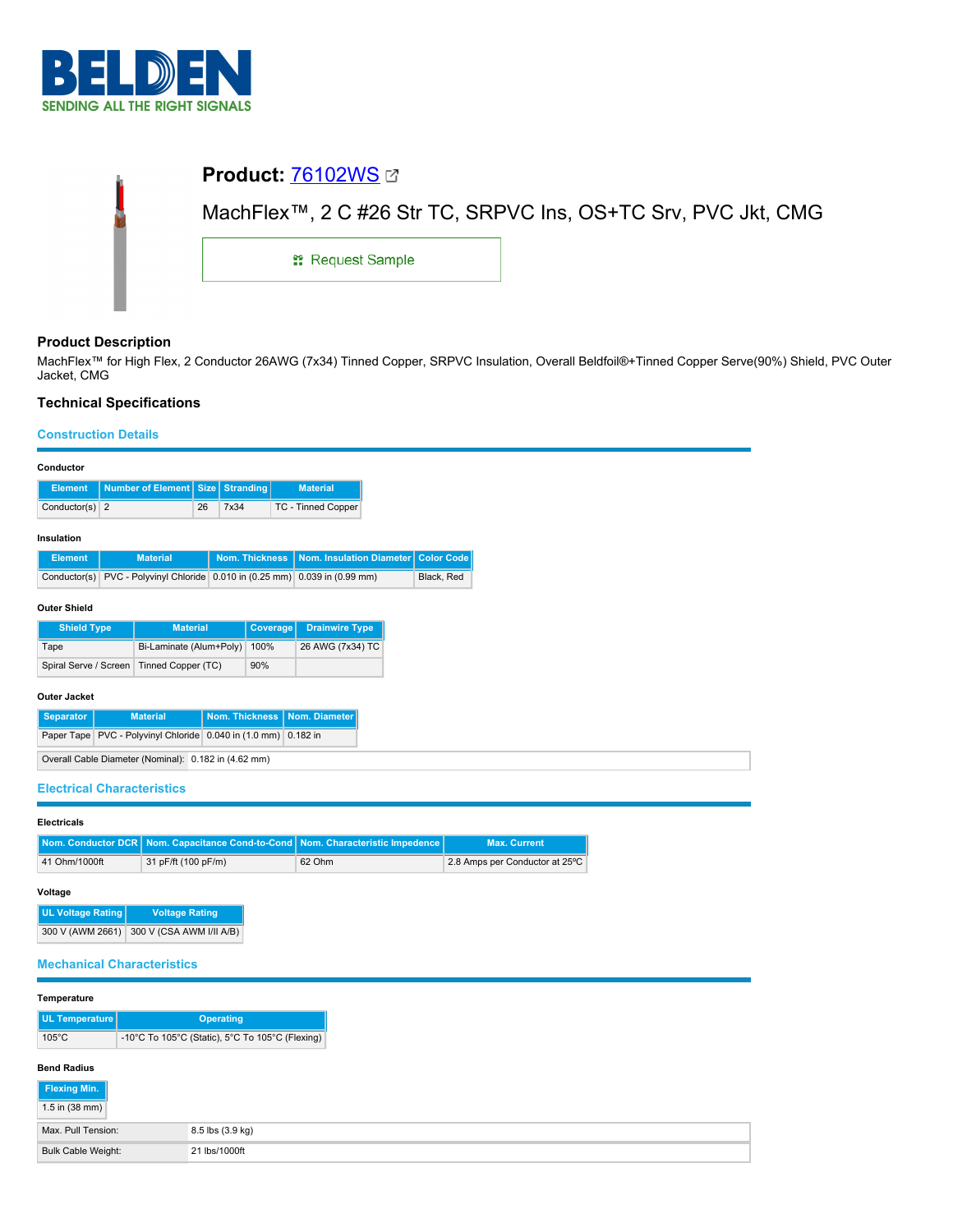# Product: 76102WS

## MachFlex™, 2 C #26 Str TC, SRPVC Ins, OS+TC Srv, PVC Jkt, CMG

Request Sample

### Product Description

MachFlex™ for High Flex, 2 Conductor 26AWG (7x34) Tinned Copper, SRPVC Insulation, Overall Beldfoil®+Tinned Copper Serve(90%) Shield, PVC Outer Jacket, CMG

### Technical Specifications

#### Construction Details

**Conductor**

| Element | Number of Element | Size | Stranding | Material |
|---|---|---|---|---|
| Conductor(s) | 2 | 26 | 7x34 | TC - Tinned Copper |

**Insulation**

| Element | Material | Nom. Thickness | Nom. Insulation Diameter | Color Code |
|---|---|---|---|---|
| Conductor(s) | PVC - Polyvinyl Chloride | 0.010 in (0.25 mm) | 0.039 in (0.99 mm) | Black, Red |

**Outer Shield**

| Shield Type | Material | Coverage | Drainwire Type |
|---|---|---|---|
| Tape | Bi-Laminate (Alum+Poly) | 100% | 26 AWG (7x34) TC |
| Spiral Serve / Screen | Tinned Copper (TC) | 90% | |

**Outer Jacket**

| Separator | Material | Nom. Thickness | Nom. Diameter |
|---|---|---|---|
| Paper Tape | PVC - Polyvinyl Chloride | 0.040 in (1.0 mm) | 0.182 in |

| | |
|---|---|
| Overall Cable Diameter (Nominal): | 0.182 in (4.62 mm) |

#### Electrical Characteristics

**Electricals**

| Nom. Conductor DCR | Nom. Capacitance Cond-to-Cond | Nom. Characteristic Impedence | Max. Current |
|---|---|---|---|
| 41 Ohm/1000ft | 31 pF/ft (100 pF/m) | 62 Ohm | 2.8 Amps per Conductor at 25ºC |

**Voltage**

| UL Voltage Rating | Voltage Rating |
|---|---|
| 300 V (AWM 2661) | 300 V (CSA AWM I/II A/B) |

#### Mechanical Characteristics

**Temperature**

| UL Temperature | Operating |
|---|---|
| 105°C | -10°C To 105°C (Static), 5°C To 105°C (Flexing) |

**Bend Radius**

| Flexing Min. |
|---|
| 1.5 in (38 mm) |

| | |
|---|---|
| Max. Pull Tension: | 8.5 lbs (3.9 kg) |
| Bulk Cable Weight: | 21 lbs/1000ft |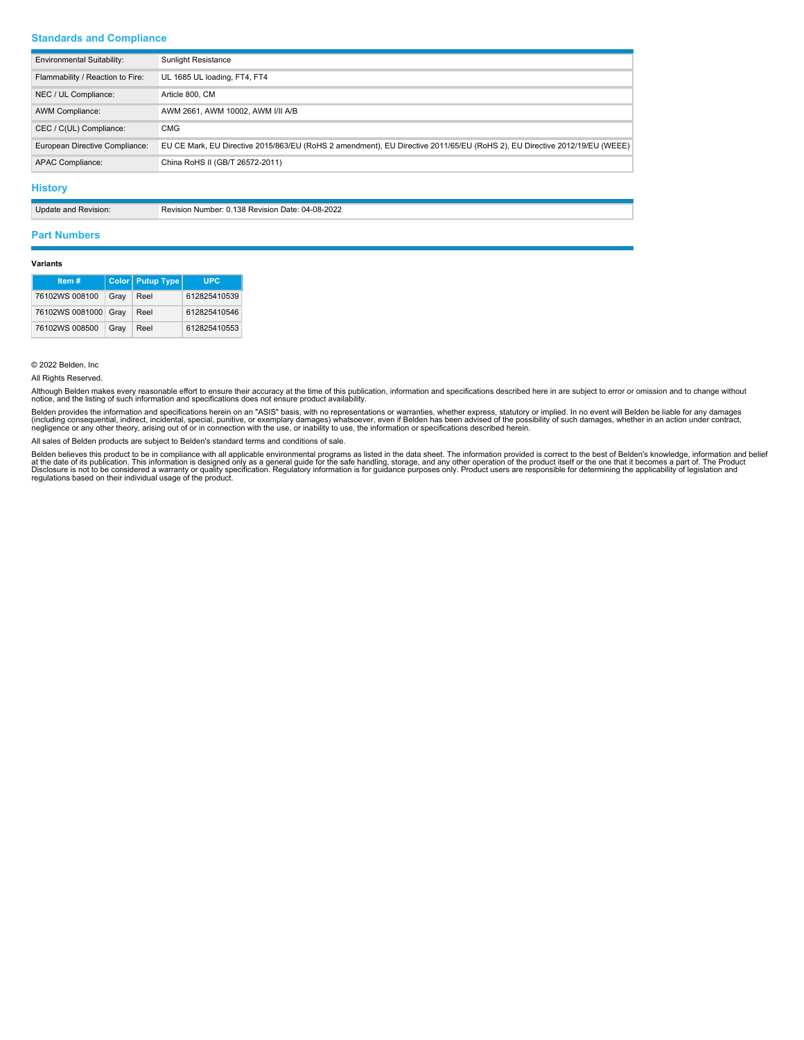## Standards and Compliance

| | |
|---|---|
| Environmental Suitability: | Sunlight Resistance |
| Flammability / Reaction to Fire: | UL 1685 UL loading, FT4, FT4 |
| NEC / UL Compliance: | Article 800, CM |
| AWM Compliance: | AWM 2661, AWM 10002, AWM I/II A/B |
| CEC / C(UL) Compliance: | CMG |
| European Directive Compliance: | EU CE Mark, EU Directive 2015/863/EU (RoHS 2 amendment), EU Directive 2011/65/EU (RoHS 2), EU Directive 2012/19/EU (WEEE) |
| APAC Compliance: | China RoHS II (GB/T 26572-2011) |

## History

| | |
|---|---|
| Update and Revision: | Revision Number: 0.138 Revision Date: 04-08-2022 |

## Part Numbers

**Variants**

| Item # | Color | Putup Type | UPC |
|---|---|---|---|
| 76102WS 008100 | Gray | Reel | 612825410539 |
| 76102WS 0081000 | Gray | Reel | 612825410546 |
| 76102WS 008500 | Gray | Reel | 612825410553 |

© 2022 Belden, Inc

All Rights Reserved.

Although Belden makes every reasonable effort to ensure their accuracy at the time of this publication, information and specifications described here in are subject to error or omission and to change without notice, and the listing of such information and specifications does not ensure product availability.

Belden provides the information and specifications herein on an "ASIS" basis, with no representations or warranties, whether express, statutory or implied. In no event will Belden be liable for any damages (including consequential, indirect, incidental, special, punitive, or exemplary damages) whatsoever, even if Belden has been advised of the possibility of such damages, whether in an action under contract, negligence or any other theory, arising out of or in connection with the use, or inability to use, the information or specifications described herein.

All sales of Belden products are subject to Belden's standard terms and conditions of sale.

Belden believes this product to be in compliance with all applicable environmental programs as listed in the data sheet. The information provided is correct to the best of Belden's knowledge, information and belief at the date of its publication. This information is designed only as a general guide for the safe handling, storage, and any other operation of the product itself or the one that it becomes a part of. The Product Disclosure is not to be considered a warranty or quality specification. Regulatory information is for guidance purposes only. Product users are responsible for determining the applicability of legislation and regulations based on their individual usage of the product.